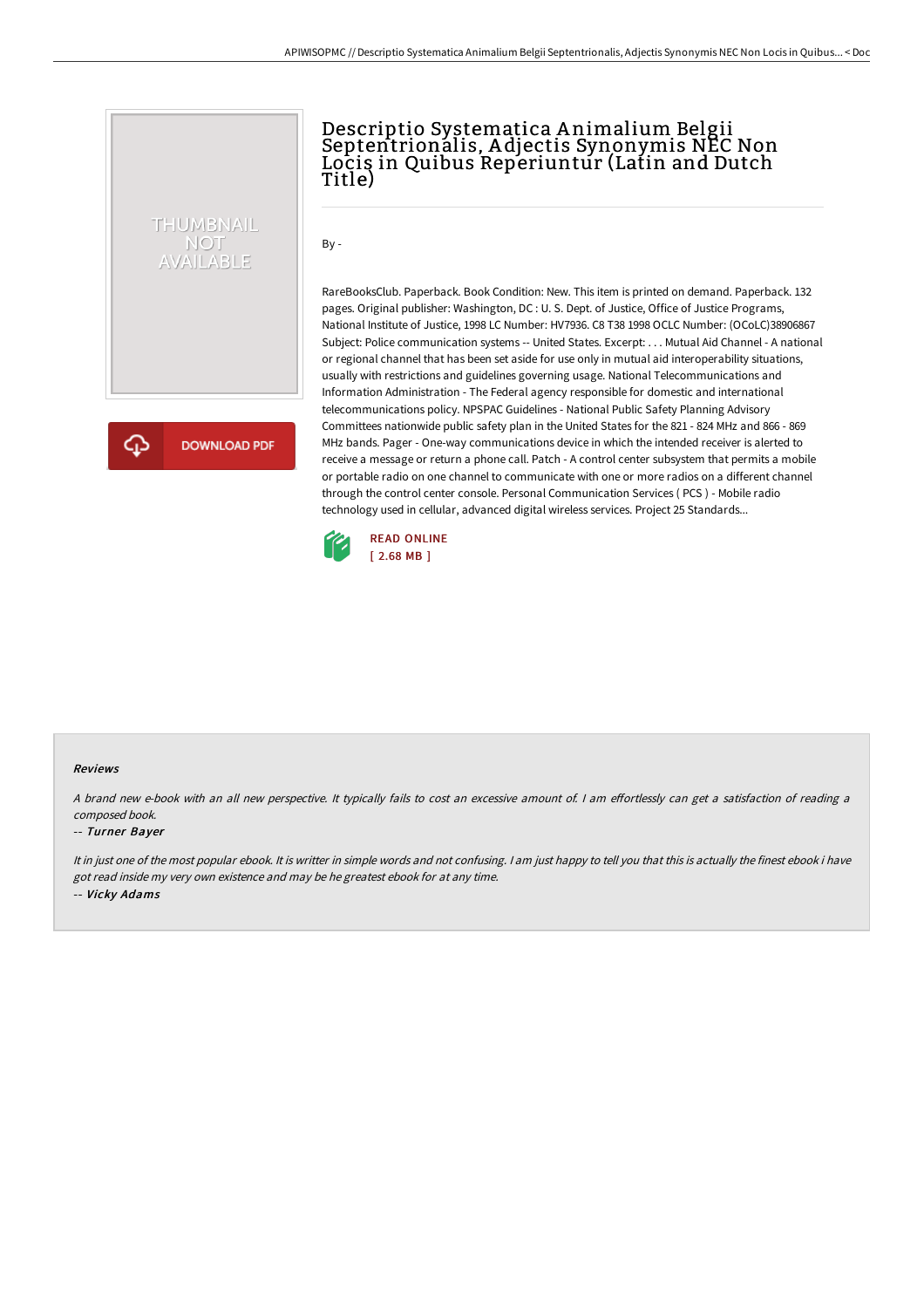# Descriptio Systematica Animalium Belgii Septentrionalis, Adjectis Synonymis NEC Non Locis in Quibus Reperiuntur (Latin and Dutch Title)

By -

RareBooksClub. Paperback. Book Condition: New. This item is printed on demand. Paperback. 132 pages. Original publisher: Washington, DC : U. S. Dept. of Justice, Office of Justice Programs, National Institute of Justice, 1998 LC Number: HV7936. C8 T38 1998 OCLC Number: (OCoLC)38906867 Subject: Police communication systems -- United States. Excerpt: . . . Mutual Aid Channel - A national or regional channel that has been set aside for use only in mutual aid interoperability situations, usually with restrictions and guidelines governing usage. National Telecommunications and Information Administration - The Federal agency responsible for domestic and international telecommunications policy. NPSPAC Guidelines - National Public Safety Planning Advisory Committees nationwide public safety plan in the United States for the 821 - 824 MHz and 866 - 869 MHz bands. Pager - One-way communications device in which the intended receiver is alerted to receive a message or return a phone call. Patch - A control center subsystem that permits a mobile or portable radio on one channel to communicate with one or more radios on a different channel through the control center console. Personal Communication Services ( PCS ) - Mobile radio technology used in cellular, advanced digital wireless services. Project 25 Standards...

DOWNLOAD PDF

READ ONLINE
[ 2.68 MB ]

#### Reviews

*A brand new e-book with an all new perspective. It typically fails to cost an excessive amount of. I am effortlessly can get a satisfaction of reading a composed book.*

-- *Turner Bayer*

*It in just one of the most popular ebook. It is writter in simple words and not confusing. I am just happy to tell you that this is actually the finest ebook i have got read inside my very own existence and may be he greatest ebook for at any time.*

-- *Vicky Adams*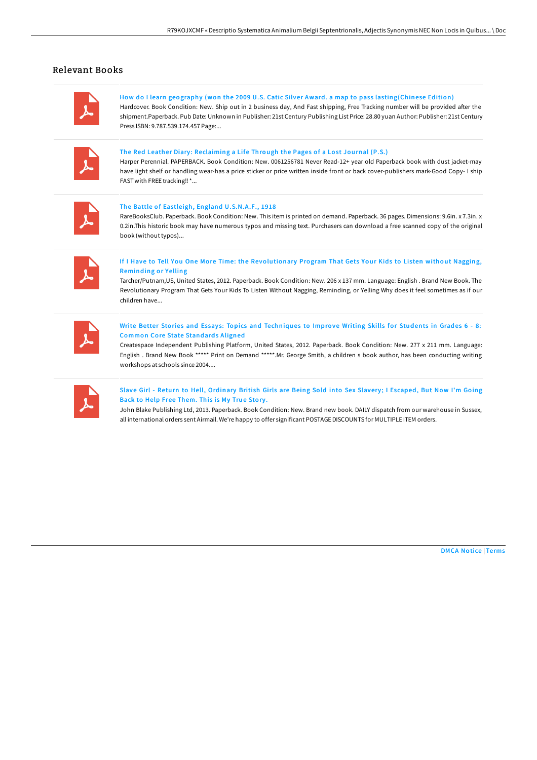## Relevant Books

**How do I learn geography (won the 2009 U.S. Catic Silver Award. a map to pass lasting(Chinese Edition)**

Hardcover. Book Condition: New. Ship out in 2 business day, And Fast shipping, Free Tracking number will be provided after the shipment.Paperback. Pub Date: Unknown in Publisher: 21st Century Publishing List Price: 28.80 yuan Author: Publisher: 21st Century Press ISBN: 9.787.539.174.457 Page:...

**The Red Leather Diary: Reclaiming a Life Through the Pages of a Lost Journal (P.S.)**

Harper Perennial. PAPERBACK. Book Condition: New. 0061256781 Never Read-12+ year old Paperback book with dust jacket-may have light shelf or handling wear-has a price sticker or price written inside front or back cover-publishers mark-Good Copy- I ship FAST with FREE tracking!! *...

**The Battle of Eastleigh, England U.S.N.A.F., 1918**

RareBooksClub. Paperback. Book Condition: New. This item is printed on demand. Paperback. 36 pages. Dimensions: 9.6in. x 7.3in. x 0.2in.This historic book may have numerous typos and missing text. Purchasers can download a free scanned copy of the original book (without typos)...

**If I Have to Tell You One More Time: the Revolutionary Program That Gets Your Kids to Listen without Nagging, Reminding or Yelling**

Tarcher/Putnam,US, United States, 2012. Paperback. Book Condition: New. 206 x 137 mm. Language: English . Brand New Book. The Revolutionary Program That Gets Your Kids To Listen Without Nagging, Reminding, or Yelling Why does it feel sometimes as if our children have...

**Write Better Stories and Essays: Topics and Techniques to Improve Writing Skills for Students in Grades 6 - 8: Common Core State Standards Aligned**

Createspace Independent Publishing Platform, United States, 2012. Paperback. Book Condition: New. 277 x 211 mm. Language: English . Brand New Book ***** Print on Demand *****.Mr. George Smith, a children s book author, has been conducting writing workshops at schools since 2004....

**Slave Girl - Return to Hell, Ordinary British Girls are Being Sold into Sex Slavery; I Escaped, But Now I'm Going Back to Help Free Them. This is My True Story.**

John Blake Publishing Ltd, 2013. Paperback. Book Condition: New. Brand new book. DAILY dispatch from our warehouse in Sussex, all international orders sent Airmail. We're happy to offer significant POSTAGE DISCOUNTS for MULTIPLE ITEM orders.

DMCA Notice | Terms